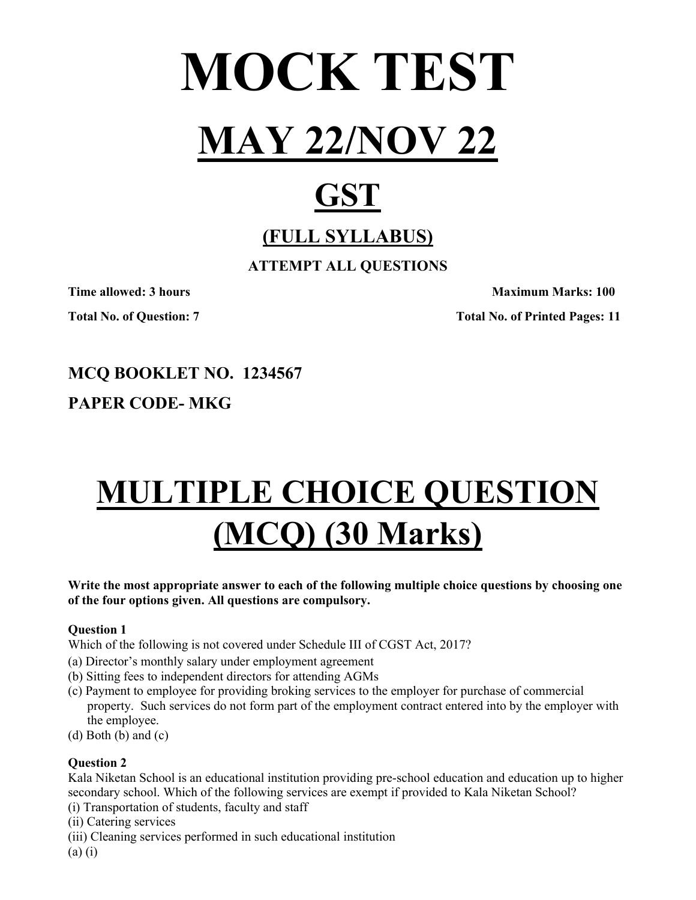# MOCK TEST

# MAY 22/NOV 22

# GST

### (FULL SYLLABUS)

**ATTEMPT ALL QUESTIONS**

**Time allowed: 3 hours** **Maximum Marks: 100**

**Total No. of Question: 7** **Total No. of Printed Pages: 11**

**MCQ BOOKLET NO. 1234567**

**PAPER CODE- MKG**

# MULTIPLE CHOICE QUESTION (MCQ) (30 Marks)

**Write the most appropriate answer to each of the following multiple choice questions by choosing one of the four options given. All questions are compulsory.**

**Question 1**

Which of the following is not covered under Schedule III of CGST Act, 2017?

(a) Director's monthly salary under employment agreement

(b) Sitting fees to independent directors for attending AGMs

(c) Payment to employee for providing broking services to the employer for purchase of commercial property. Such services do not form part of the employment contract entered into by the employer with the employee.

(d) Both (b) and (c)

**Question 2**

Kala Niketan School is an educational institution providing pre-school education and education up to higher secondary school. Which of the following services are exempt if provided to Kala Niketan School?

(i) Transportation of students, faculty and staff

(ii) Catering services

(iii) Cleaning services performed in such educational institution

(a) (i)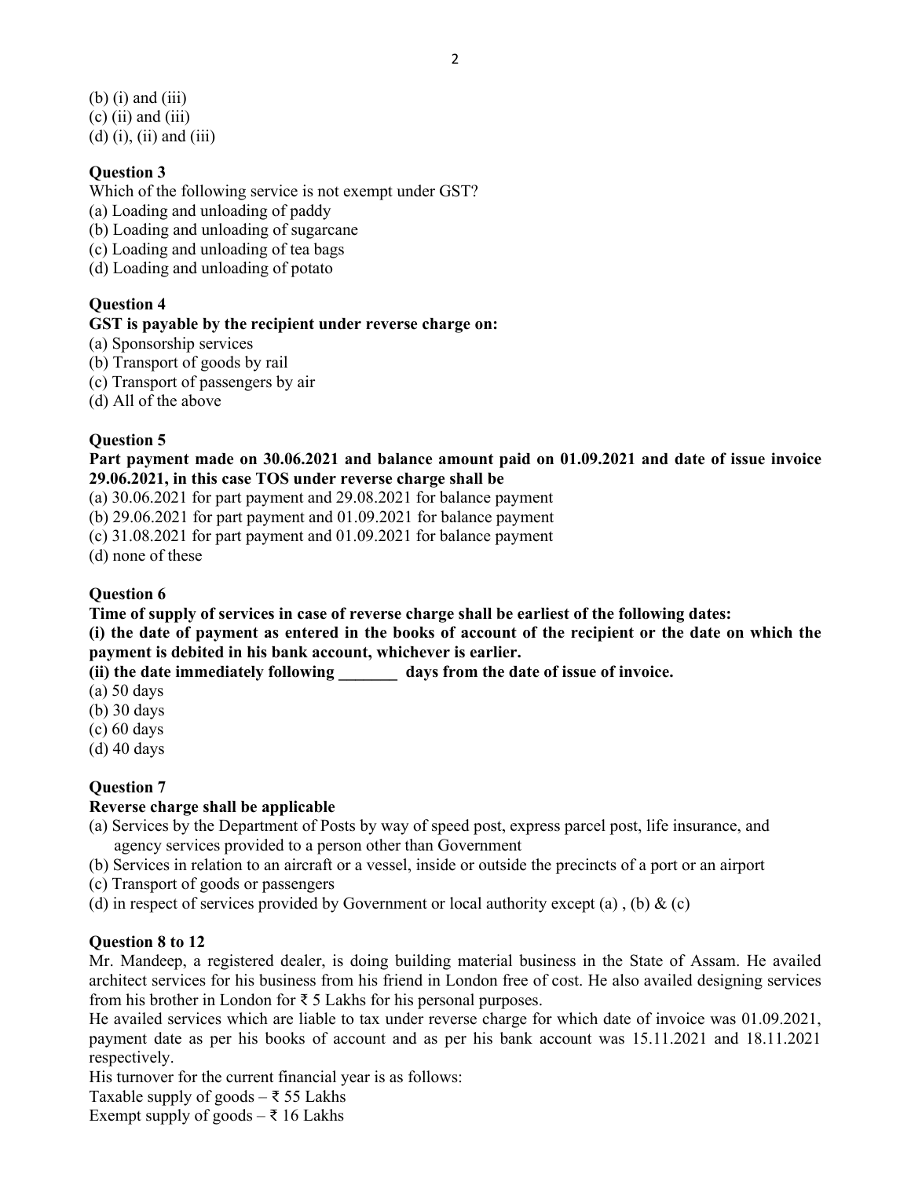(b) (i) and (iii)
(c) (ii) and (iii)
(d) (i), (ii) and (iii)

**Question 3**
Which of the following service is not exempt under GST?
(a) Loading and unloading of paddy
(b) Loading and unloading of sugarcane
(c) Loading and unloading of tea bags
(d) Loading and unloading of potato

**Question 4**
**GST is payable by the recipient under reverse charge on:**
(a) Sponsorship services
(b) Transport of goods by rail
(c) Transport of passengers by air
(d) All of the above

**Question 5**
**Part payment made on 30.06.2021 and balance amount paid on 01.09.2021 and date of issue invoice 29.06.2021, in this case TOS under reverse charge shall be**
(a) 30.06.2021 for part payment and 29.08.2021 for balance payment
(b) 29.06.2021 for part payment and 01.09.2021 for balance payment
(c) 31.08.2021 for part payment and 01.09.2021 for balance payment
(d) none of these

**Question 6**
**Time of supply of services in case of reverse charge shall be earliest of the following dates:**
**(i) the date of payment as entered in the books of account of the recipient or the date on which the payment is debited in his bank account, whichever is earlier.**
**(ii) the date immediately following _______ days from the date of issue of invoice.**
(a) 50 days
(b) 30 days
(c) 60 days
(d) 40 days

**Question 7**
**Reverse charge shall be applicable**
(a) Services by the Department of Posts by way of speed post, express parcel post, life insurance, and agency services provided to a person other than Government
(b) Services in relation to an aircraft or a vessel, inside or outside the precincts of a port or an airport
(c) Transport of goods or passengers
(d) in respect of services provided by Government or local authority except (a) , (b) & (c)

**Question 8 to 12**
Mr. Mandeep, a registered dealer, is doing building material business in the State of Assam. He availed architect services for his business from his friend in London free of cost. He also availed designing services from his brother in London for ₹ 5 Lakhs for his personal purposes.
He availed services which are liable to tax under reverse charge for which date of invoice was 01.09.2021, payment date as per his books of account and as per his bank account was 15.11.2021 and 18.11.2021 respectively.
His turnover for the current financial year is as follows:
Taxable supply of goods – ₹ 55 Lakhs
Exempt supply of goods – ₹ 16 Lakhs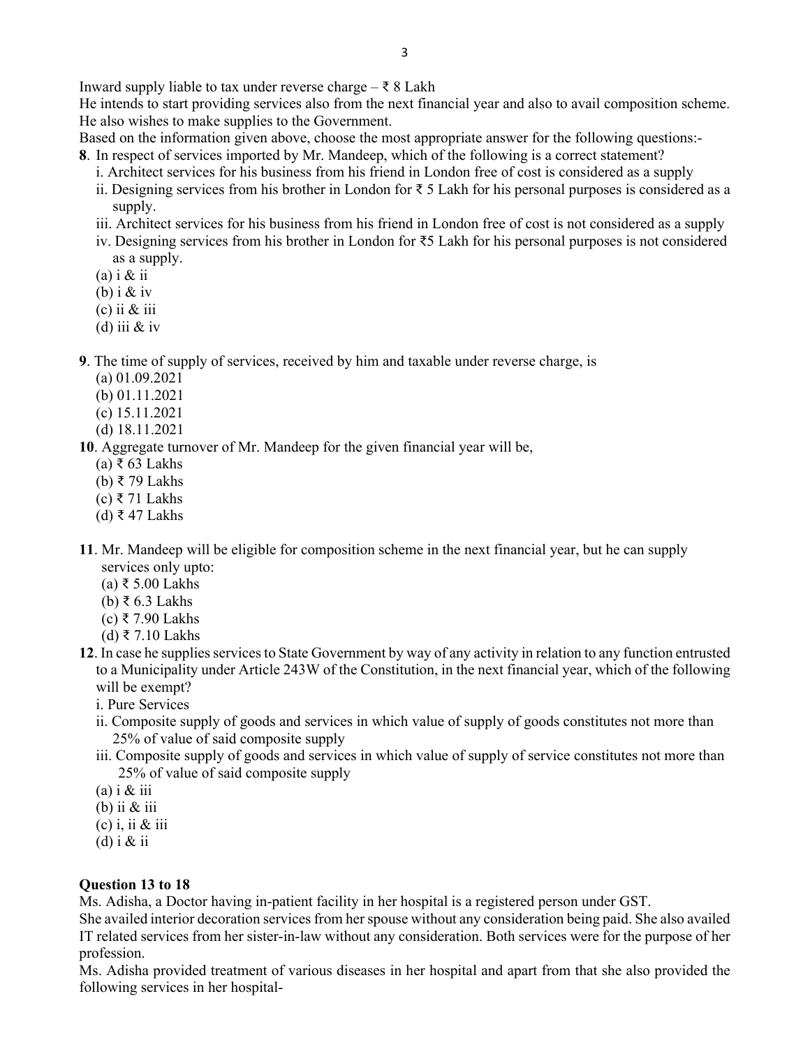Inward supply liable to tax under reverse charge – ₹ 8 Lakh

He intends to start providing services also from the next financial year and also to avail composition scheme. He also wishes to make supplies to the Government.

Based on the information given above, choose the most appropriate answer for the following questions:-

**8**. In respect of services imported by Mr. Mandeep, which of the following is a correct statement?

i. Architect services for his business from his friend in London free of cost is considered as a supply

ii. Designing services from his brother in London for ₹ 5 Lakh for his personal purposes is considered as a supply.

iii. Architect services for his business from his friend in London free of cost is not considered as a supply

iv. Designing services from his brother in London for ₹5 Lakh for his personal purposes is not considered as a supply.

(a) i & ii
(b) i & iv
(c) ii & iii
(d) iii & iv

**9**. The time of supply of services, received by him and taxable under reverse charge, is

(a) 01.09.2021
(b) 01.11.2021
(c) 15.11.2021
(d) 18.11.2021

**10**. Aggregate turnover of Mr. Mandeep for the given financial year will be,

(a) ₹ 63 Lakhs
(b) ₹ 79 Lakhs
(c) ₹ 71 Lakhs
(d) ₹ 47 Lakhs

**11**. Mr. Mandeep will be eligible for composition scheme in the next financial year, but he can supply services only upto:

(a) ₹ 5.00 Lakhs
(b) ₹ 6.3 Lakhs
(c) ₹ 7.90 Lakhs
(d) ₹ 7.10 Lakhs

**12**. In case he supplies services to State Government by way of any activity in relation to any function entrusted to a Municipality under Article 243W of the Constitution, in the next financial year, which of the following will be exempt?

i. Pure Services

ii. Composite supply of goods and services in which value of supply of goods constitutes not more than 25% of value of said composite supply

iii. Composite supply of goods and services in which value of supply of service constitutes not more than 25% of value of said composite supply

(a) i & iii
(b) ii & iii
(c) i, ii & iii
(d) i & ii

**Question 13 to 18**

Ms. Adisha, a Doctor having in-patient facility in her hospital is a registered person under GST.

She availed interior decoration services from her spouse without any consideration being paid. She also availed IT related services from her sister-in-law without any consideration. Both services were for the purpose of her profession.

Ms. Adisha provided treatment of various diseases in her hospital and apart from that she also provided the following services in her hospital-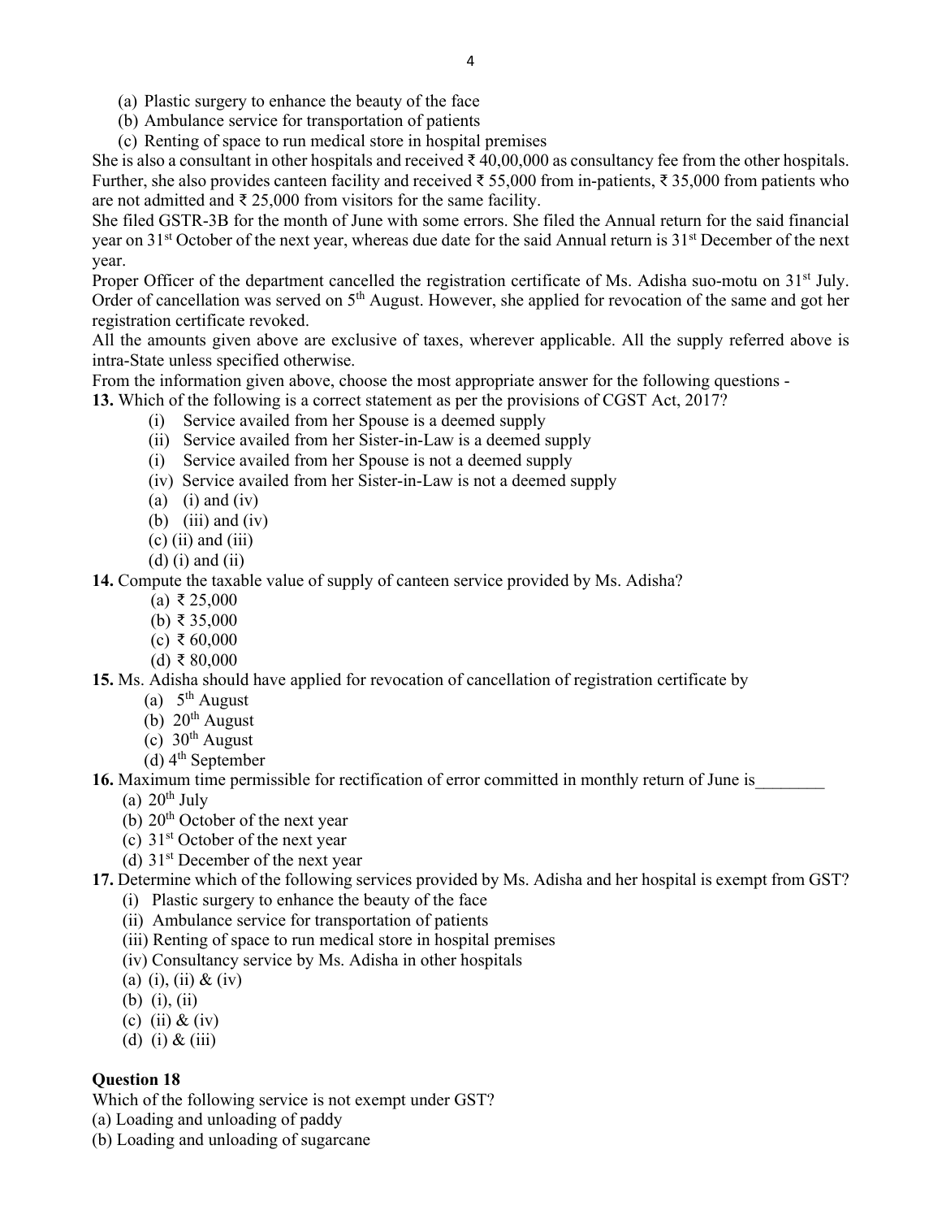(a) Plastic surgery to enhance the beauty of the face
(b) Ambulance service for transportation of patients
(c) Renting of space to run medical store in hospital premises

She is also a consultant in other hospitals and received ₹ 40,00,000 as consultancy fee from the other hospitals. Further, she also provides canteen facility and received ₹ 55,000 from in-patients, ₹ 35,000 from patients who are not admitted and ₹ 25,000 from visitors for the same facility.

She filed GSTR-3B for the month of June with some errors. She filed the Annual return for the said financial year on 31st October of the next year, whereas due date for the said Annual return is 31st December of the next year.

Proper Officer of the department cancelled the registration certificate of Ms. Adisha suo-motu on 31st July. Order of cancellation was served on 5th August. However, she applied for revocation of the same and got her registration certificate revoked.

All the amounts given above are exclusive of taxes, wherever applicable. All the supply referred above is intra-State unless specified otherwise.

From the information given above, choose the most appropriate answer for the following questions -

**13.** Which of the following is a correct statement as per the provisions of CGST Act, 2017?

(i) Service availed from her Spouse is a deemed supply
(ii) Service availed from her Sister-in-Law is a deemed supply
(i) Service availed from her Spouse is not a deemed supply
(iv) Service availed from her Sister-in-Law is not a deemed supply

(a) (i) and (iv)
(b) (iii) and (iv)
(c) (ii) and (iii)
(d) (i) and (ii)

**14.** Compute the taxable value of supply of canteen service provided by Ms. Adisha?

(a) ₹ 25,000
(b) ₹ 35,000
(c) ₹ 60,000
(d) ₹ 80,000

**15.** Ms. Adisha should have applied for revocation of cancellation of registration certificate by

(a) 5th August
(b) 20th August
(c) 30th August
(d) 4th September

**16.** Maximum time permissible for rectification of error committed in monthly return of June is________

(a) 20th July
(b) 20th October of the next year
(c) 31st October of the next year
(d) 31st December of the next year

**17.** Determine which of the following services provided by Ms. Adisha and her hospital is exempt from GST?

(i) Plastic surgery to enhance the beauty of the face
(ii) Ambulance service for transportation of patients
(iii) Renting of space to run medical store in hospital premises
(iv) Consultancy service by Ms. Adisha in other hospitals

(a) (i), (ii) & (iv)
(b) (i), (ii)
(c) (ii) & (iv)
(d) (i) & (iii)

**Question 18**

Which of the following service is not exempt under GST?

(a) Loading and unloading of paddy
(b) Loading and unloading of sugarcane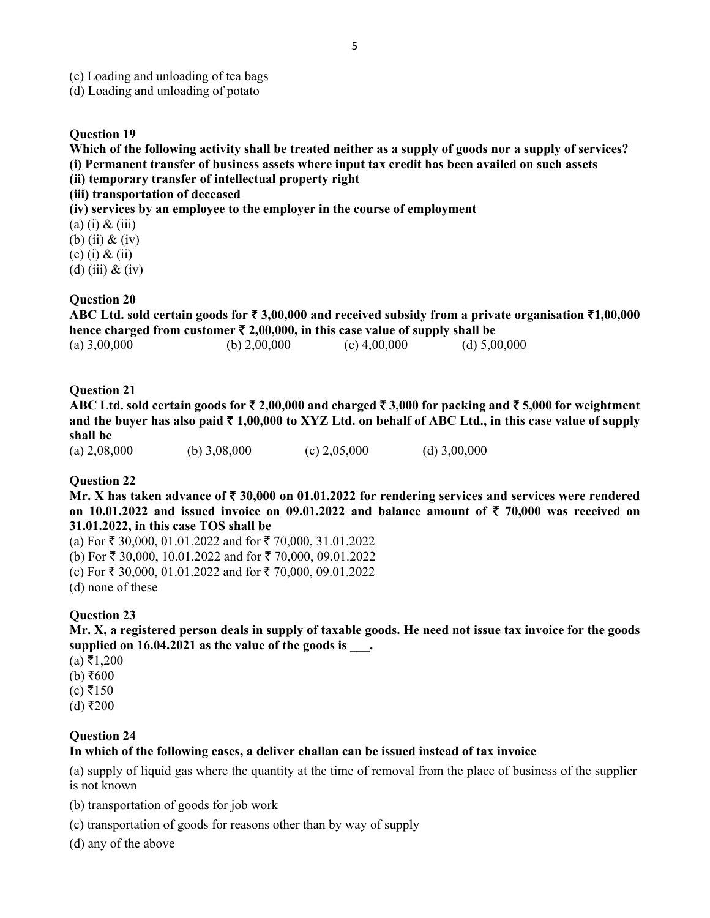(c) Loading and unloading of tea bags

(d) Loading and unloading of potato

**Question 19**

**Which of the following activity shall be treated neither as a supply of goods nor a supply of services?**

**(i) Permanent transfer of business assets where input tax credit has been availed on such assets**

**(ii) temporary transfer of intellectual property right**

**(iii) transportation of deceased**

**(iv) services by an employee to the employer in the course of employment**

(a) (i) & (iii)

(b) (ii) & (iv)

(c) (i) & (ii)

(d) (iii) & (iv)

**Question 20**

**ABC Ltd. sold certain goods for ₹ 3,00,000 and received subsidy from a private organisation ₹1,00,000 hence charged from customer ₹ 2,00,000, in this case value of supply shall be**

(a) 3,00,000 (b) 2,00,000 (c) 4,00,000 (d) 5,00,000

**Question 21**

**ABC Ltd. sold certain goods for ₹ 2,00,000 and charged ₹ 3,000 for packing and ₹ 5,000 for weightment and the buyer has also paid ₹ 1,00,000 to XYZ Ltd. on behalf of ABC Ltd., in this case value of supply shall be**

(a) 2,08,000 (b) 3,08,000 (c) 2,05,000 (d) 3,00,000

**Question 22**

**Mr. X has taken advance of ₹ 30,000 on 01.01.2022 for rendering services and services were rendered on 10.01.2022 and issued invoice on 09.01.2022 and balance amount of ₹ 70,000 was received on 31.01.2022, in this case TOS shall be**

(a) For ₹ 30,000, 01.01.2022 and for ₹ 70,000, 31.01.2022

(b) For ₹ 30,000, 10.01.2022 and for ₹ 70,000, 09.01.2022

(c) For ₹ 30,000, 01.01.2022 and for ₹ 70,000, 09.01.2022

(d) none of these

**Question 23**

**Mr. X, a registered person deals in supply of taxable goods. He need not issue tax invoice for the goods supplied on 16.04.2021 as the value of the goods is ___.**

(a) ₹1,200

(b) ₹600

(c) ₹150

(d) ₹200

**Question 24**

**In which of the following cases, a deliver challan can be issued instead of tax invoice**

(a) supply of liquid gas where the quantity at the time of removal from the place of business of the supplier is not known

(b) transportation of goods for job work

(c) transportation of goods for reasons other than by way of supply

(d) any of the above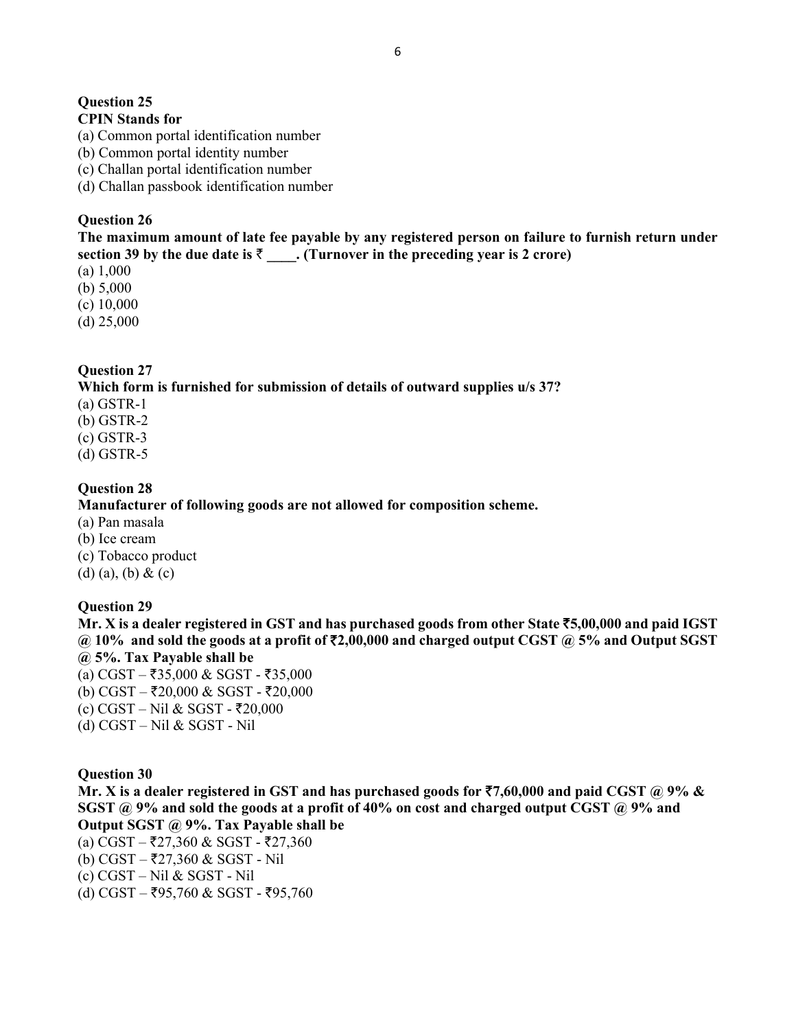**Question 25**

**CPIN Stands for**

(a) Common portal identification number
(b) Common portal identity number
(c) Challan portal identification number
(d) Challan passbook identification number

**Question 26**

**The maximum amount of late fee payable by any registered person on failure to furnish return under section 39 by the due date is ₹ ____. (Turnover in the preceding year is 2 crore)**

(a) 1,000
(b) 5,000
(c) 10,000
(d) 25,000

**Question 27**

**Which form is furnished for submission of details of outward supplies u/s 37?**

(a) GSTR-1
(b) GSTR-2
(c) GSTR-3
(d) GSTR-5

**Question 28**

**Manufacturer of following goods are not allowed for composition scheme.**

(a) Pan masala
(b) Ice cream
(c) Tobacco product
(d) (a), (b) & (c)

**Question 29**

**Mr. X is a dealer registered in GST and has purchased goods from other State ₹5,00,000 and paid IGST @ 10% and sold the goods at a profit of ₹2,00,000 and charged output CGST @ 5% and Output SGST @ 5%. Tax Payable shall be**

(a) CGST – ₹35,000 & SGST - ₹35,000
(b) CGST – ₹20,000 & SGST - ₹20,000
(c) CGST – Nil & SGST - ₹20,000
(d) CGST – Nil & SGST - Nil

**Question 30**

**Mr. X is a dealer registered in GST and has purchased goods for ₹7,60,000 and paid CGST @ 9% & SGST @ 9% and sold the goods at a profit of 40% on cost and charged output CGST @ 9% and Output SGST @ 9%. Tax Payable shall be**

(a) CGST – ₹27,360 & SGST - ₹27,360
(b) CGST – ₹27,360 & SGST - Nil
(c) CGST – Nil & SGST - Nil
(d) CGST – ₹95,760 & SGST - ₹95,760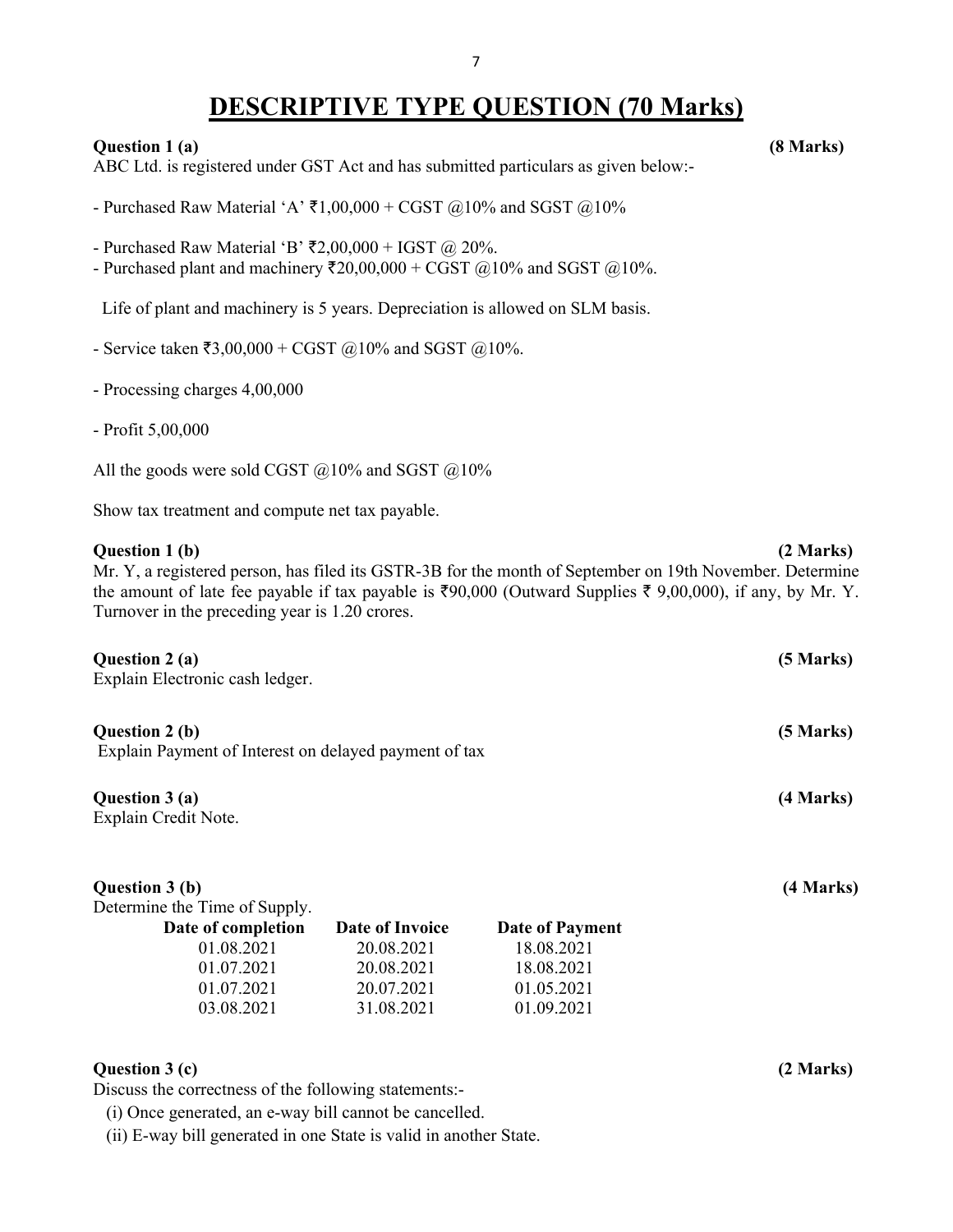# DESCRIPTIVE TYPE QUESTION (70 Marks)

**Question 1 (a)** **(8 Marks)**

ABC Ltd. is registered under GST Act and has submitted particulars as given below:-

- Purchased Raw Material 'A' ₹1,00,000 + CGST @10% and SGST @10%

- Purchased Raw Material 'B' ₹2,00,000 + IGST @ 20%.
- Purchased plant and machinery ₹20,00,000 + CGST @10% and SGST @10%.

  Life of plant and machinery is 5 years. Depreciation is allowed on SLM basis.

- Service taken ₹3,00,000 + CGST @10% and SGST @10%.

- Processing charges 4,00,000

- Profit 5,00,000

All the goods were sold CGST @10% and SGST @10%

Show tax treatment and compute net tax payable.

**Question 1 (b)** **(2 Marks)**

Mr. Y, a registered person, has filed its GSTR-3B for the month of September on 19th November. Determine the amount of late fee payable if tax payable is ₹90,000 (Outward Supplies ₹ 9,00,000), if any, by Mr. Y. Turnover in the preceding year is 1.20 crores.

**Question 2 (a)** **(5 Marks)**

Explain Electronic cash ledger.

**Question 2 (b)** **(5 Marks)**

Explain Payment of Interest on delayed payment of tax

**Question 3 (a)** **(4 Marks)**

Explain Credit Note.

**Question 3 (b)** **(4 Marks)**

Determine the Time of Supply.

| Date of completion | Date of Invoice | Date of Payment |
|---|---|---|
| 01.08.2021 | 20.08.2021 | 18.08.2021 |
| 01.07.2021 | 20.08.2021 | 18.08.2021 |
| 01.07.2021 | 20.07.2021 | 01.05.2021 |
| 03.08.2021 | 31.08.2021 | 01.09.2021 |

**Question 3 (c)** **(2 Marks)**

Discuss the correctness of the following statements:-

(i) Once generated, an e-way bill cannot be cancelled.

(ii) E-way bill generated in one State is valid in another State.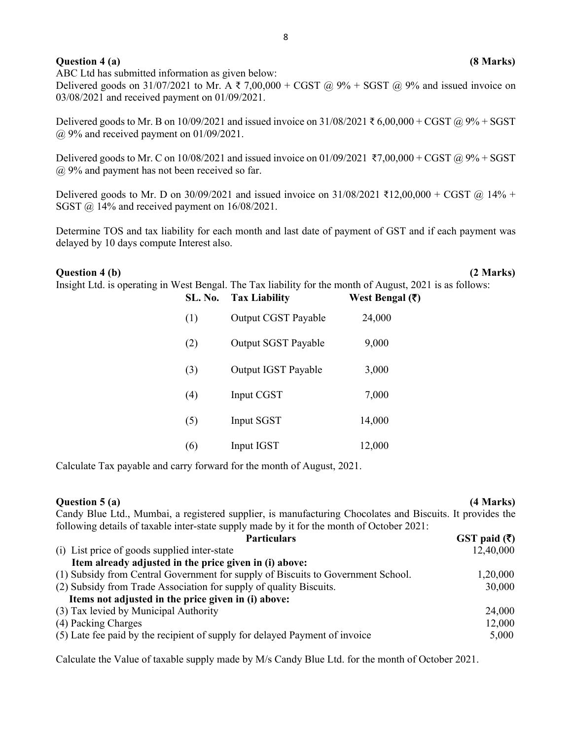**Question 4 (a)** **(8 Marks)**

ABC Ltd has submitted information as given below:

Delivered goods on 31/07/2021 to Mr. A ₹ 7,00,000 + CGST @ 9% + SGST @ 9% and issued invoice on 03/08/2021 and received payment on 01/09/2021.

Delivered goods to Mr. B on 10/09/2021 and issued invoice on 31/08/2021 ₹ 6,00,000 + CGST @ 9% + SGST @ 9% and received payment on 01/09/2021.

Delivered goods to Mr. C on 10/08/2021 and issued invoice on 01/09/2021 ₹7,00,000 + CGST @ 9% + SGST @ 9% and payment has not been received so far.

Delivered goods to Mr. D on 30/09/2021 and issued invoice on 31/08/2021 ₹12,00,000 + CGST @ 14% + SGST @ 14% and received payment on 16/08/2021.

Determine TOS and tax liability for each month and last date of payment of GST and if each payment was delayed by 10 days compute Interest also.

**Question 4 (b)** **(2 Marks)**

Insight Ltd. is operating in West Bengal. The Tax liability for the month of August, 2021 is as follows:

| SL. No. | Tax Liability | West Bengal (₹) |
|---|---|---|
| (1) | Output CGST Payable | 24,000 |
| (2) | Output SGST Payable | 9,000 |
| (3) | Output IGST Payable | 3,000 |
| (4) | Input CGST | 7,000 |
| (5) | Input SGST | 14,000 |
| (6) | Input IGST | 12,000 |

Calculate Tax payable and carry forward for the month of August, 2021.

**Question 5 (a)** **(4 Marks)**

Candy Blue Ltd., Mumbai, a registered supplier, is manufacturing Chocolates and Biscuits. It provides the following details of taxable inter-state supply made by it for the month of October 2021:

| Particulars | GST paid (₹) |
|---|---|
| (i) List price of goods supplied inter-state | 12,40,000 |
| **Item already adjusted in the price given in (i) above:** | |
| (1) Subsidy from Central Government for supply of Biscuits to Government School. | 1,20,000 |
| (2) Subsidy from Trade Association for supply of quality Biscuits. | 30,000 |
| **Items not adjusted in the price given in (i) above:** | |
| (3) Tax levied by Municipal Authority | 24,000 |
| (4) Packing Charges | 12,000 |
| (5) Late fee paid by the recipient of supply for delayed Payment of invoice | 5,000 |

Calculate the Value of taxable supply made by M/s Candy Blue Ltd. for the month of October 2021.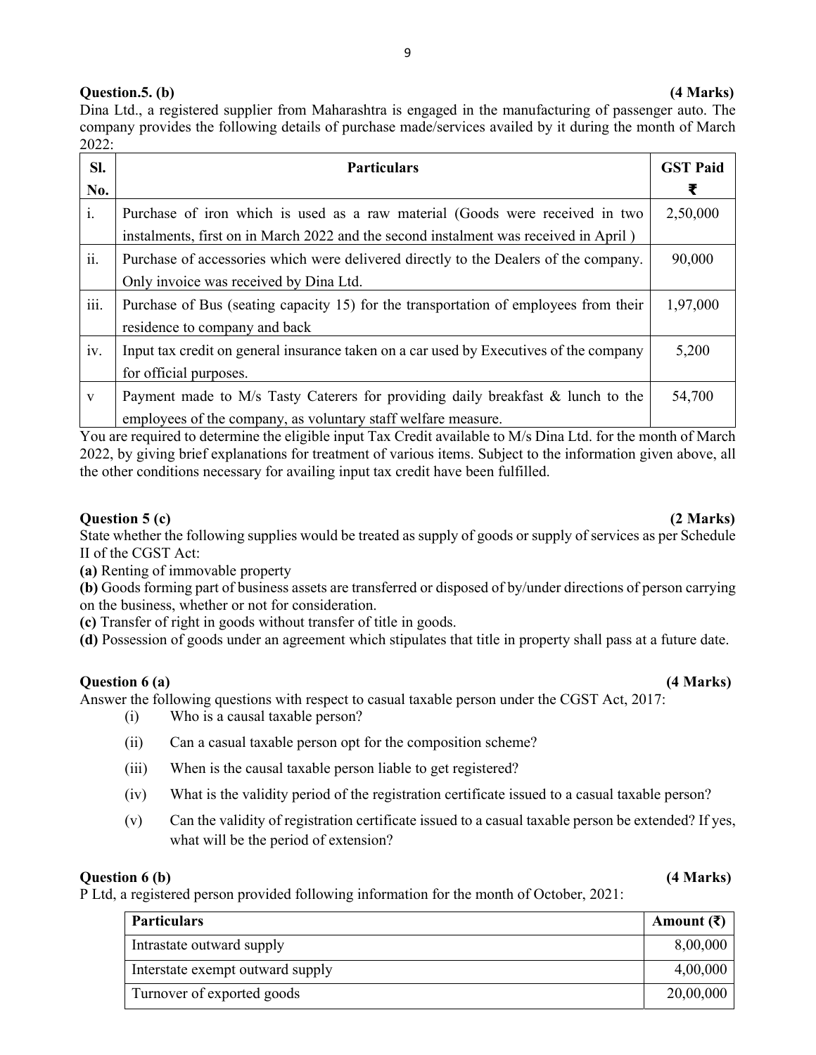**Question.5. (b)** **(4 Marks)**

Dina Ltd., a registered supplier from Maharashtra is engaged in the manufacturing of passenger auto. The company provides the following details of purchase made/services availed by it during the month of March 2022:

| Sl. No. | Particulars | GST Paid ₹ |
|---|---|---|
| i. | Purchase of iron which is used as a raw material (Goods were received in two instalments, first on in March 2022 and the second instalment was received in April ) | 2,50,000 |
| ii. | Purchase of accessories which were delivered directly to the Dealers of the company. Only invoice was received by Dina Ltd. | 90,000 |
| iii. | Purchase of Bus (seating capacity 15) for the transportation of employees from their residence to company and back | 1,97,000 |
| iv. | Input tax credit on general insurance taken on a car used by Executives of the company for official purposes. | 5,200 |
| v | Payment made to M/s Tasty Caterers for providing daily breakfast & lunch to the employees of the company, as voluntary staff welfare measure. | 54,700 |

You are required to determine the eligible input Tax Credit available to M/s Dina Ltd. for the month of March 2022, by giving brief explanations for treatment of various items. Subject to the information given above, all the other conditions necessary for availing input tax credit have been fulfilled.

**Question 5 (c)** **(2 Marks)**

State whether the following supplies would be treated as supply of goods or supply of services as per Schedule II of the CGST Act:

**(a)** Renting of immovable property

**(b)** Goods forming part of business assets are transferred or disposed of by/under directions of person carrying on the business, whether or not for consideration.

**(c)** Transfer of right in goods without transfer of title in goods.

**(d)** Possession of goods under an agreement which stipulates that title in property shall pass at a future date.

**Question 6 (a)** **(4 Marks)**

Answer the following questions with respect to casual taxable person under the CGST Act, 2017:

(i) Who is a causal taxable person?

(ii) Can a casual taxable person opt for the composition scheme?

(iii) When is the causal taxable person liable to get registered?

(iv) What is the validity period of the registration certificate issued to a casual taxable person?

(v) Can the validity of registration certificate issued to a casual taxable person be extended? If yes, what will be the period of extension?

**Question 6 (b)** **(4 Marks)**

P Ltd, a registered person provided following information for the month of October, 2021:

| Particulars | Amount (₹) |
|---|---|
| Intrastate outward supply | 8,00,000 |
| Interstate exempt outward supply | 4,00,000 |
| Turnover of exported goods | 20,00,000 |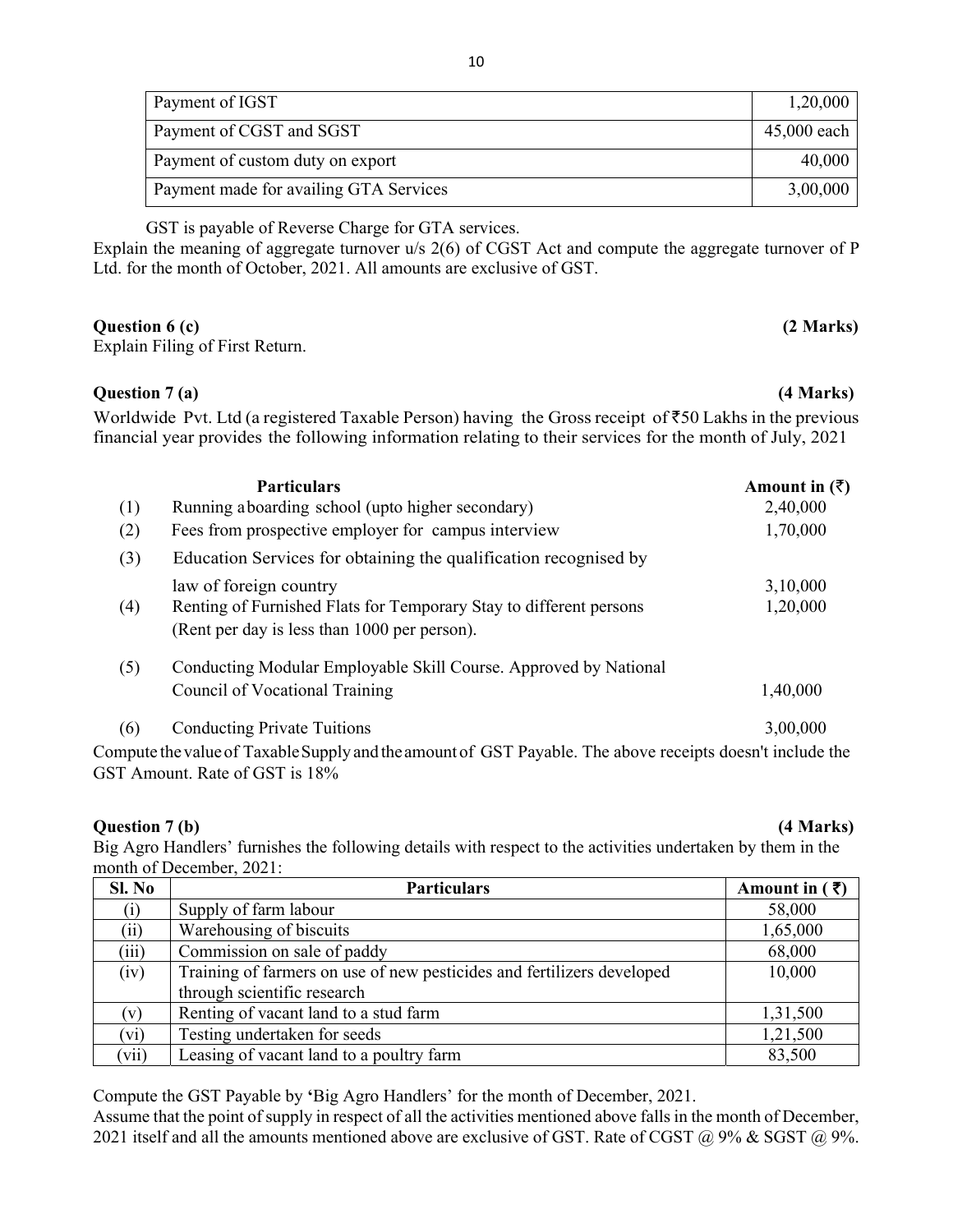| Payment of IGST | 1,20,000 |
|---|---|
| Payment of CGST and SGST | 45,000 each |
| Payment of custom duty on export | 40,000 |
| Payment made for availing GTA Services | 3,00,000 |

GST is payable of Reverse Charge for GTA services.

Explain the meaning of aggregate turnover u/s 2(6) of CGST Act and compute the aggregate turnover of P Ltd. for the month of October, 2021. All amounts are exclusive of GST.

**Question 6 (c)** **(2 Marks)**

Explain Filing of First Return.

**Question 7 (a)** **(4 Marks)**

Worldwide Pvt. Ltd (a registered Taxable Person) having the Gross receipt of ₹50 Lakhs in the previous financial year provides the following information relating to their services for the month of July, 2021

| | Particulars | Amount in (₹) |
|---|---|---|
| (1) | Running a boarding school (upto higher secondary) | 2,40,000 |
| (2) | Fees from prospective employer for campus interview | 1,70,000 |
| (3) | Education Services for obtaining the qualification recognised by law of foreign country | 3,10,000 |
| (4) | Renting of Furnished Flats for Temporary Stay to different persons (Rent per day is less than 1000 per person). | 1,20,000 |
| (5) | Conducting Modular Employable Skill Course. Approved by National Council of Vocational Training | 1,40,000 |
| (6) | Conducting Private Tuitions | 3,00,000 |

Compute the value of Taxable Supply and the amount of GST Payable. The above receipts doesn't include the GST Amount. Rate of GST is 18%

**Question 7 (b)** **(4 Marks)**

Big Agro Handlers' furnishes the following details with respect to the activities undertaken by them in the month of December, 2021:

| Sl. No | Particulars | Amount in (₹) |
|---|---|---|
| (i) | Supply of farm labour | 58,000 |
| (ii) | Warehousing of biscuits | 1,65,000 |
| (iii) | Commission on sale of paddy | 68,000 |
| (iv) | Training of farmers on use of new pesticides and fertilizers developed through scientific research | 10,000 |
| (v) | Renting of vacant land to a stud farm | 1,31,500 |
| (vi) | Testing undertaken for seeds | 1,21,500 |
| (vii) | Leasing of vacant land to a poultry farm | 83,500 |

Compute the GST Payable by 'Big Agro Handlers' for the month of December, 2021.

Assume that the point of supply in respect of all the activities mentioned above falls in the month of December, 2021 itself and all the amounts mentioned above are exclusive of GST. Rate of CGST @ 9% & SGST @ 9%.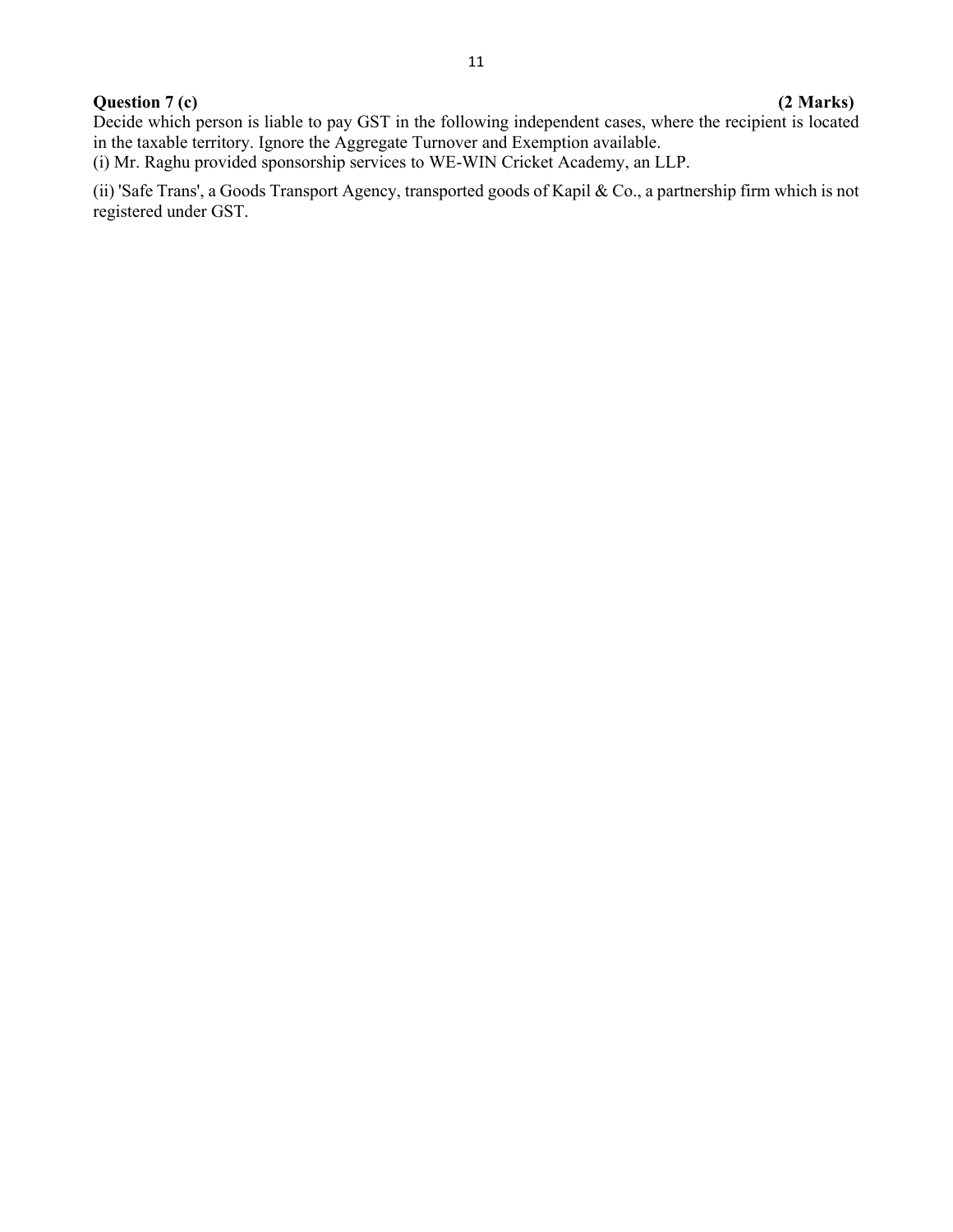**Question 7 (c)** **(2 Marks)**

Decide which person is liable to pay GST in the following independent cases, where the recipient is located in the taxable territory. Ignore the Aggregate Turnover and Exemption available.

(i) Mr. Raghu provided sponsorship services to WE-WIN Cricket Academy, an LLP.

(ii) 'Safe Trans', a Goods Transport Agency, transported goods of Kapil & Co., a partnership firm which is not registered under GST.